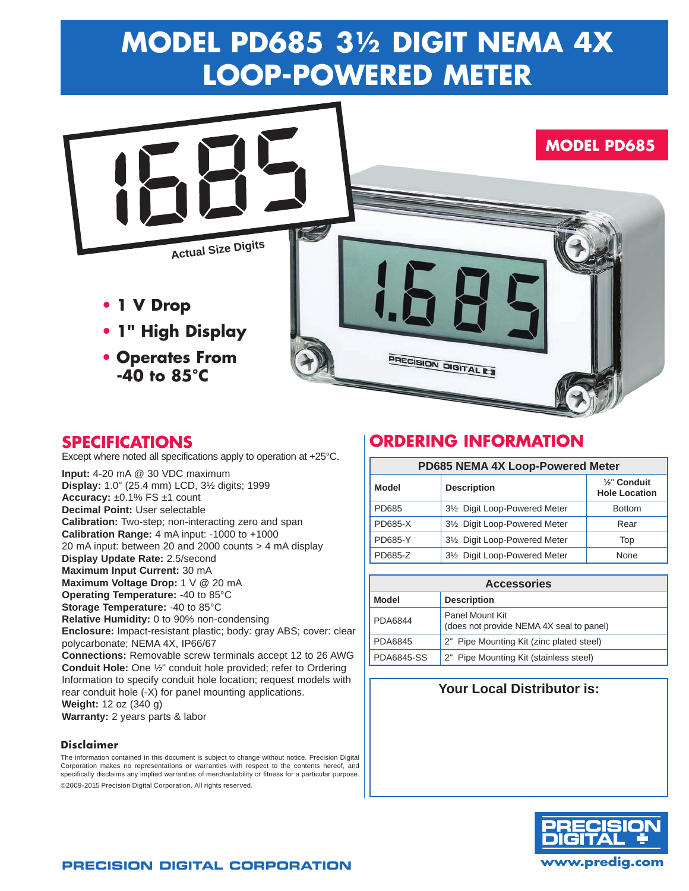# MODEL PD685 3½ DIGIT NEMA 4X LOOP-POWERED METER

**MODEL PD685**

Actual Size Digits

- **1 V Drop**
- **1" High Display**
- **Operates From -40 to 85°C**

## SPECIFICATIONS

Except where noted all specifications apply to operation at +25°C.

**Input:** 4-20 mA @ 30 VDC maximum
**Display:** 1.0" (25.4 mm) LCD, 3½ digits; 1999
**Accuracy:** ±0.1% FS ±1 count
**Decimal Point:** User selectable
**Calibration:** Two-step; non-interacting zero and span
**Calibration Range:** 4 mA input: -1000 to +1000
20 mA input: between 20 and 2000 counts > 4 mA display
**Display Update Rate:** 2.5/second
**Maximum Input Current:** 30 mA
**Maximum Voltage Drop:** 1 V @ 20 mA
**Operating Temperature:** -40 to 85°C
**Storage Temperature:** -40 to 85°C
**Relative Humidity:** 0 to 90% non-condensing
**Enclosure:** Impact-resistant plastic; body: gray ABS; cover: clear polycarbonate; NEMA 4X, IP66/67
**Connections:** Removable screw terminals accept 12 to 26 AWG
**Conduit Hole:** One ½" conduit hole provided; refer to Ordering Information to specify conduit hole location; request models with rear conduit hole (-X) for panel mounting applications.
**Weight:** 12 oz (340 g)
**Warranty:** 2 years parts & labor

### Disclaimer

The information contained in this document is subject to change without notice. Precision Digital Corporation makes no representations or warranties with respect to the contents hereof, and specifically disclaims any implied warranties of merchantability or fitness for a particular purpose.

©2009-2015 Precision Digital Corporation. All rights reserved.

## ORDERING INFORMATION

**PD685 NEMA 4X Loop-Powered Meter**

| Model | Description | ½" Conduit Hole Location |
|---|---|---|
| PD685 | 3½ Digit Loop-Powered Meter | Bottom |
| PD685-X | 3½ Digit Loop-Powered Meter | Rear |
| PD685-Y | 3½ Digit Loop-Powered Meter | Top |
| PD685-Z | 3½ Digit Loop-Powered Meter | None |

**Accessories**

| Model | Description |
|---|---|
| PDA6844 | Panel Mount Kit (does not provide NEMA 4X seal to panel) |
| PDA6845 | 2" Pipe Mounting Kit (zinc plated steel) |
| PDA6845-SS | 2" Pipe Mounting Kit (stainless steel) |

**Your Local Distributor is:**

PRECISION DIGITAL CORPORATION

www.predig.com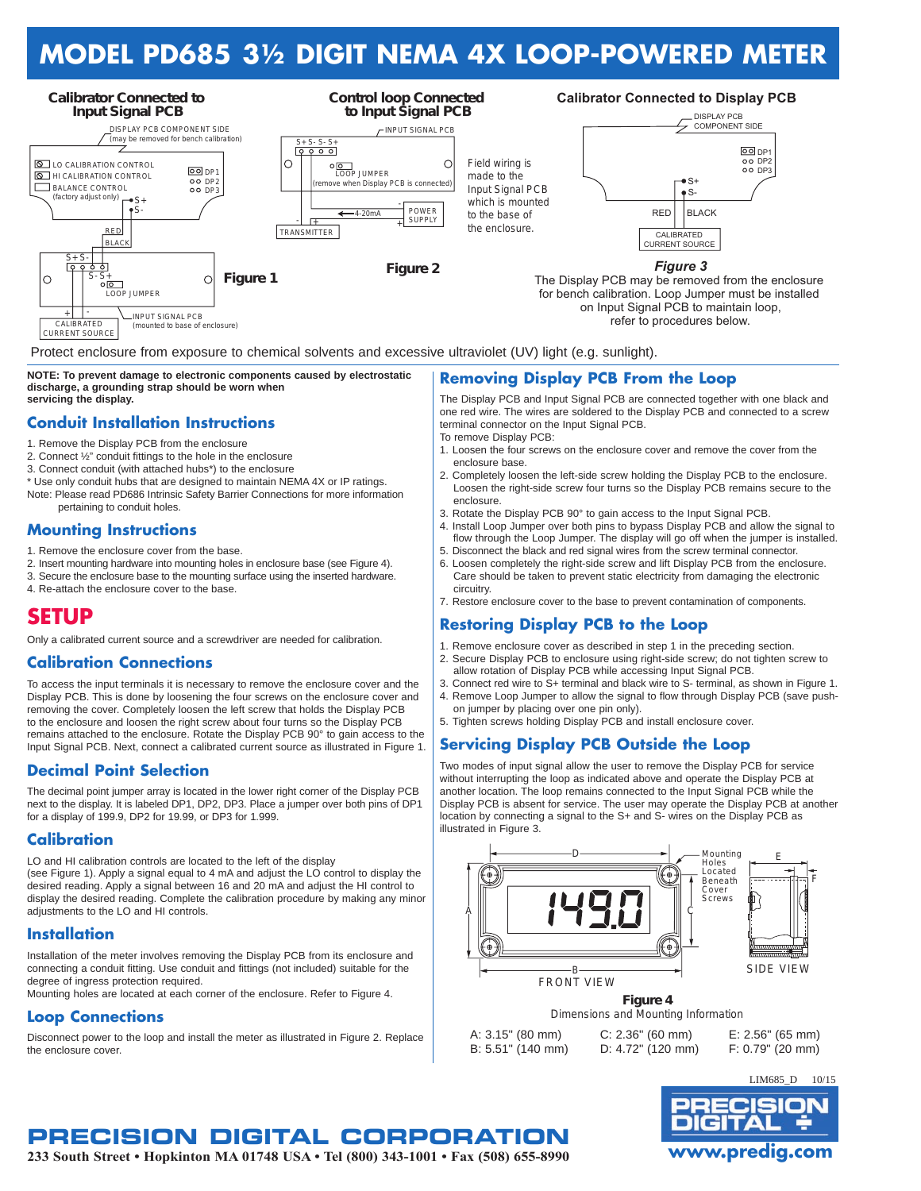# MODEL PD685 3½ DIGIT NEMA 4X LOOP-POWERED METER

**Calibrator Connected to Input Signal PCB**

DISPLAY PCB COMPONENT SIDE (may be removed for bench calibration)

LO CALIBRATION CONTROL
HI CALIBRATION CONTROL
BALANCE CONTROL (factory adjust only)
DP1
DP2
DP3
S+
S-
RED
BLACK
S+ S-
S- S+
LOOP JUMPER
CALIBRATED CURRENT SOURCE
INPUT SIGNAL PCB (mounted to base of enclosure)

**Figure 1**

**Control loop Connected to Input Signal PCB**

INPUT SIGNAL PCB
S+ S- S- S+
LOOP JUMPER (remove when Display PCB is connected)
4-20mA
POWER SUPPLY
TRANSMITTER

Field wiring is made to the Input Signal PCB which is mounted to the base of the enclosure.

**Figure 2**

**Calibrator Connected to Display PCB**

DISPLAY PCB COMPONENT SIDE
DP1
DP2
DP3
S+
S-
RED
BLACK
CALIBRATED CURRENT SOURCE

***Figure 3***

The Display PCB may be removed from the enclosure for bench calibration. Loop Jumper must be installed on Input Signal PCB to maintain loop, refer to procedures below.

Protect enclosure from exposure to chemical solvents and excessive ultraviolet (UV) light (e.g. sunlight).

**NOTE: To prevent damage to electronic components caused by electrostatic discharge, a grounding strap should be worn when servicing the display.**

## Conduit Installation Instructions

1. Remove the Display PCB from the enclosure
2. Connect ½" conduit fittings to the hole in the enclosure
3. Connect conduit (with attached hubs*) to the enclosure

\* Use only conduit hubs that are designed to maintain NEMA 4X or IP ratings.

Note: Please read PD686 Intrinsic Safety Barrier Connections for more information pertaining to conduit holes.

## Mounting Instructions

1. Remove the enclosure cover from the base.
2. Insert mounting hardware into mounting holes in enclosure base (see Figure 4).
3. Secure the enclosure base to the mounting surface using the inserted hardware.
4. Re-attach the enclosure cover to the base.

# SETUP

Only a calibrated current source and a screwdriver are needed for calibration.

## Calibration Connections

To access the input terminals it is necessary to remove the enclosure cover and the Display PCB. This is done by loosening the four screws on the enclosure cover and removing the cover. Completely loosen the left screw that holds the Display PCB to the enclosure and loosen the right screw about four turns so the Display PCB remains attached to the enclosure. Rotate the Display PCB 90° to gain access to the Input Signal PCB. Next, connect a calibrated current source as illustrated in Figure 1.

## Decimal Point Selection

The decimal point jumper array is located in the lower right corner of the Display PCB next to the display. It is labeled DP1, DP2, DP3. Place a jumper over both pins of DP1 for a display of 199.9, DP2 for 19.99, or DP3 for 1.999.

## Calibration

LO and HI calibration controls are located to the left of the display (see Figure 1). Apply a signal equal to 4 mA and adjust the LO control to display the desired reading. Apply a signal between 16 and 20 mA and adjust the HI control to display the desired reading. Complete the calibration procedure by making any minor adjustments to the LO and HI controls.

## Installation

Installation of the meter involves removing the Display PCB from its enclosure and connecting a conduit fitting. Use conduit and fittings (not included) suitable for the degree of ingress protection required.
Mounting holes are located at each corner of the enclosure. Refer to Figure 4.

## Loop Connections

Disconnect power to the loop and install the meter as illustrated in Figure 2. Replace the enclosure cover.

## Removing Display PCB From the Loop

The Display PCB and Input Signal PCB are connected together with one black and one red wire. The wires are soldered to the Display PCB and connected to a screw terminal connector on the Input Signal PCB.
To remove Display PCB:

1. Loosen the four screws on the enclosure cover and remove the cover from the enclosure base.
2. Completely loosen the left-side screw holding the Display PCB to the enclosure. Loosen the right-side screw four turns so the Display PCB remains secure to the enclosure.
3. Rotate the Display PCB 90° to gain access to the Input Signal PCB.
4. Install Loop Jumper over both pins to bypass Display PCB and allow the signal to flow through the Loop Jumper. The display will go off when the jumper is installed.
5. Disconnect the black and red signal wires from the screw terminal connector.
6. Loosen completely the right-side screw and lift Display PCB from the enclosure. Care should be taken to prevent static electricity from damaging the electronic circuitry.
7. Restore enclosure cover to the base to prevent contamination of components.

## Restoring Display PCB to the Loop

1. Remove enclosure cover as described in step 1 in the preceding section.
2. Secure Display PCB to enclosure using right-side screw; do not tighten screw to allow rotation of Display PCB while accessing Input Signal PCB.
3. Connect red wire to S+ terminal and black wire to S- terminal, as shown in Figure 1.
4. Remove Loop Jumper to allow the signal to flow through Display PCB (save push-on jumper by placing over one pin only).
5. Tighten screws holding Display PCB and install enclosure cover.

## Servicing Display PCB Outside the Loop

Two modes of input signal allow the user to remove the Display PCB for service without interrupting the loop as indicated above and operate the Display PCB at another location. The loop remains connected to the Input Signal PCB while the Display PCB is absent for service. The user may operate the Display PCB at another location by connecting a signal to the S+ and S- wires on the Display PCB as illustrated in Figure 3.

D
A
C
B
E
F
149.0
Mounting Holes Located Beneath Cover Screws
FRONT VIEW
SIDE VIEW

**Figure 4**
Dimensions and Mounting Information

| | | |
|---|---|---|
| A: 3.15" (80 mm) | C: 2.36" (60 mm) | E: 2.56" (65 mm) |
| B: 5.51" (140 mm) | D: 4.72" (120 mm) | F: 0.79" (20 mm) |

LIM685_D 10/15

**PRECISION DIGITAL CORPORATION**
233 South Street • Hopkinton MA 01748 USA • Tel (800) 343-1001 • Fax (508) 655-8990

PRECISION DIGITAL
www.predig.com